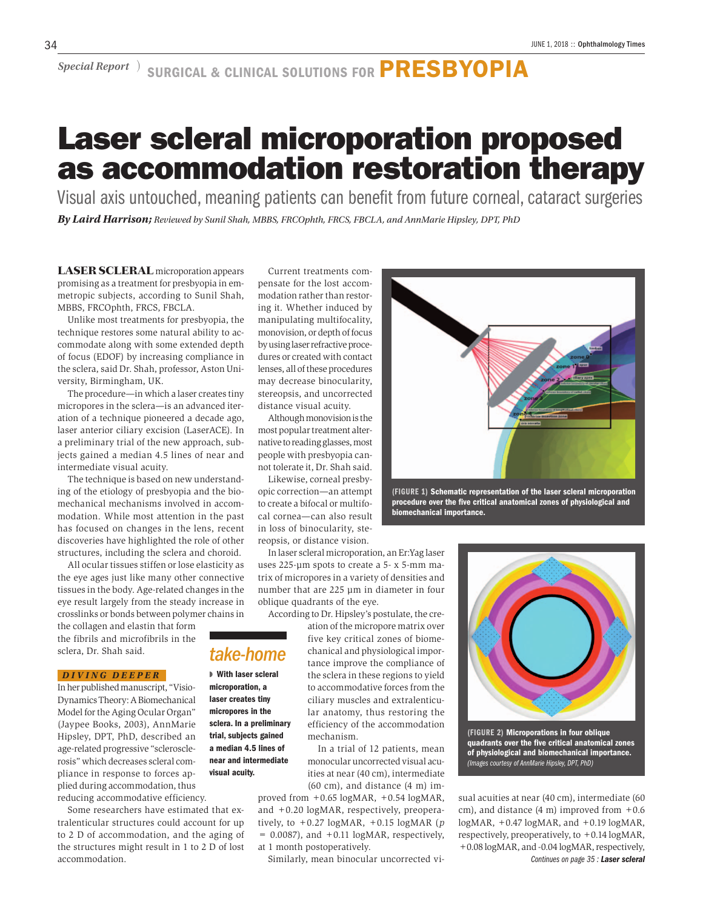Special Report ) SURGICAL & CLINICAL SOLUTIONS FOR **PRESBYOPIA**

# Laser scleral microporation proposed as accommodation restoration therapy

## Visual axis untouched, meaning patients can benefit from future corneal, cataract surgeries

***By Laird Harrison;*** *Reviewed by Sunil Shah, MBBS, FRCOphth, FRCS, FBCLA, and AnnMarie Hipsley, DPT, PhD*

**LASER SCLERAL** microporation appears promising as a treatment for presbyopia in emmetropic subjects, according to Sunil Shah, MBBS, FRCOphth, FRCS, FBCLA.

Unlike most treatments for presbyopia, the technique restores some natural ability to accommodate along with some extended depth of focus (EDOF) by increasing compliance in the sclera, said Dr. Shah, professor, Aston University, Birmingham, UK.

The procedure—in which a laser creates tiny micropores in the sclera—is an advanced iteration of a technique pioneered a decade ago, laser anterior ciliary excision (LaserACE). In a preliminary trial of the new approach, subjects gained a median 4.5 lines of near and intermediate visual acuity.

The technique is based on new understanding of the etiology of presbyopia and the biomechanical mechanisms involved in accommodation. While most attention in the past has focused on changes in the lens, recent discoveries have highlighted the role of other structures, including the sclera and choroid.

All ocular tissues stiffen or lose elasticity as the eye ages just like many other connective tissues in the body. Age-related changes in the eye result largely from the steady increase in crosslinks or bonds between polymer chains in the collagen and elastin that form the fibrils and microfibrils in the sclera, Dr. Shah said.

### *DIVING DEEPER*

In her published manuscript, "Visio-Dynamics Theory: A Biomechanical Model for the Aging Ocular Organ" (Jaypee Books, 2003), AnnMarie Hipsley, DPT, PhD, described an age-related progressive "sclerosclerosis" which decreases scleral compliance in response to forces applied during accommodation, thus reducing accommodative efficiency.

Some researchers have estimated that extralenticular structures could account for up to 2 D of accommodation, and the aging of the structures might result in 1 to 2 D of lost accommodation.

Current treatments compensate for the lost accommodation rather than restoring it. Whether induced by manipulating multifocality, monovision, or depth of focus by using laser refractive procedures or created with contact lenses, all of these procedures may decrease binocularity, stereopsis, and uncorrected distance visual acuity.

Although monovision is the most popular treatment alternative to reading glasses, most people with presbyopia cannot tolerate it, Dr. Shah said.

Likewise, corneal presbyopic correction—an attempt to create a bifocal or multifocal cornea—can also result in loss of binocularity, stereopsis, or distance vision.

In laser scleral microporation, an Er:Yag laser uses 225-µm spots to create a 5- x 5-mm matrix of micropores in a variety of densities and number that are 225 µm in diameter in four oblique quadrants of the eye.

According to Dr. Hipsley's postulate, the creation of the micropore matrix over five key critical zones of biomechanical and physiological importance improve the compliance of the sclera in these regions to yield to accommodative forces from the ciliary muscles and extralenticular anatomy, thus restoring the efficiency of the accommodation mechanism.

In a trial of 12 patients, mean monocular uncorrected visual acuities at near (40 cm), intermediate (60 cm), and distance (4 m) improved from +0.65 logMAR, +0.54 logMAR, and +0.20 logMAR, respectively, preoperatively, to +0.27 logMAR, +0.15 logMAR ($p = 0.0087$), and +0.11 logMAR, respectively, at 1 month postoperatively.

Similarly, mean binocular uncorrected visual acuities at near (40 cm), intermediate (60 cm), and distance (4 m) improved from +0.6 logMAR, +0.47 logMAR, and +0.19 logMAR, respectively, preoperatively, to +0.14 logMAR, +0.08 logMAR, and -0.04 logMAR, respectively,

*Continues on page 35 : **Laser scleral***

### *take-home*

**With laser scleral microporation, a laser creates tiny micropores in the sclera. In a preliminary trial, subjects gained a median 4.5 lines of near and intermediate visual acuity.**

**(FIGURE 1) Schematic representation of the laser scleral microporation procedure over the five critical anatomical zones of physiological and biomechanical importance.**

**(FIGURE 2) Microporations in four oblique quadrants over the five critical anatomical zones of physiological and biomechanical importance.** *(Images courtesy of AnnMarie Hipsley, DPT, PhD)*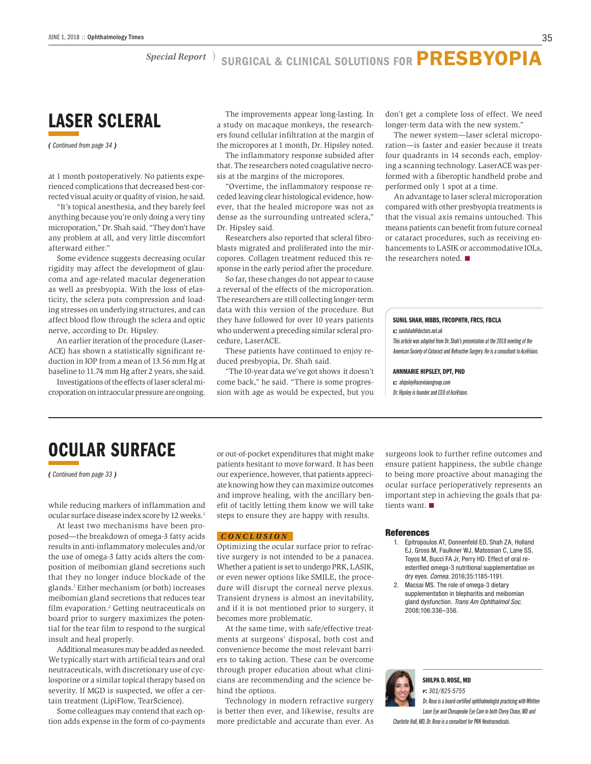Special Report ) SURGICAL & CLINICAL SOLUTIONS FOR **PRESBYOPIA**

## LASER SCLERAL

*( Continued from page 34 )*

at 1 month postoperatively. No patients experienced complications that decreased best-corrected visual acuity or quality of vision, he said.

"It's topical anesthesia, and they barely feel anything because you're only doing a very tiny microporation," Dr. Shah said. "They don't have any problem at all, and very little discomfort afterward either."

Some evidence suggests decreasing ocular rigidity may affect the development of glaucoma and age-related macular degeneration as well as presbyopia. With the loss of elasticity, the sclera puts compression and loading stresses on underlying structures, and can affect blood flow through the sclera and optic nerve, according to Dr. Hipsley.

An earlier iteration of the procedure (LaserACE) has shown a statistically significant reduction in IOP from a mean of 13.56 mm Hg at baseline to 11.74 mm Hg after 2 years, she said.

Investigations of the effects of laser scleral microporation on intraocular pressure are ongoing.

The improvements appear long-lasting. In a study on macaque monkeys, the researchers found cellular infiltration at the margin of the micropores at 1 month, Dr. Hipsley noted.

The inflammatory response subsided after that. The researchers noted coagulative necrosis at the margins of the micropores.

"Overtime, the inflammatory response receded leaving clear histological evidence, however, that the healed micropore was not as dense as the surrounding untreated sclera," Dr. Hipsley said.

Researchers also reported that scleral fibroblasts migrated and proliferated into the mircopores. Collagen treatment reduced this response in the early period after the procedure.

So far, these changes do not appear to cause a reversal of the effects of the microporation. The researchers are still collecting longer-term data with this version of the procedure. But they have followed for over 10 years patients who underwent a preceding similar scleral procedure, LaserACE.

These patients have continued to enjoy reduced presbyopia, Dr. Shah said.

"The 10-year data we've got shows it doesn't come back," he said. "There is some progression with age as would be expected, but you don't get a complete loss of effect. We need longer-term data with the new system."

The newer system—laser scleral microporation—is faster and easier because it treats four quadrants in 14 seconds each, employing a scanning technology. LaserACE was performed with a fiberoptic handheld probe and performed only 1 spot at a time.

An advantage to laser scleral microporation compared with other presbyopia treatments is that the visual axis remains untouched. This means patients can benefit from future corneal or cataract procedures, such as receiving enhancements to LASIK or accommodative IOLs, the researchers noted. ■

**SUNIL SHAH, MBBS, FRCOPHTH, FRCS, FBCLA**
**E:** *sunilshah@doctors.net.uk*
*This article was adapted from Dr. Shah's presentation at the 2018 meeting of the American Society of Cataract and Refractive Surgery. He is a consultant to AceVision.*

**ANNMARIE HIPSLEY, DPT, PHD**
**E:** *ahipsley@acevisiongroup.com*
*Dr. Hipsley is founder and CEO of AceVision.*

## OCULAR SURFACE

*( Continued from page 33 )*

while reducing markers of inflammation and ocular surface disease index score by 12 weeks.[1]

At least two mechanisms have been proposed—the breakdown of omega-3 fatty acids results in anti-inflammatory molecules and/or the use of omega-3 fatty acids alters the composition of meibomian gland secretions such that they no longer induce blockade of the glands.[1] Either mechanism (or both) increases meibomian gland secretions that reduces tear film evaporation.[2] Getting neutraceuticals on board prior to surgery maximizes the potential for the tear film to respond to the surgical insult and heal properly.

Additional measures may be added as needed. We typically start with artificial tears and oral neutraceuticals, with discretionary use of cyclosporine or a similar topical therapy based on severity. If MGD is suspected, we offer a certain treatment (LipiFlow, TearScience).

Some colleagues may contend that each option adds expense in the form of co-payments or out-of-pocket expenditures that might make patients hesitant to move forward. It has been our experience, however, that patients appreciate knowing how they can maximize outcomes and improve healing, with the ancillary benefit of tacitly letting them know we will take steps to ensure they are happy with results.

### CONCLUSION

Optimizing the ocular surface prior to refractive surgery is not intended to be a panacea. Whether a patient is set to undergo PRK, LASIK, or even newer options like SMILE, the procedure will disrupt the corneal nerve plexus. Transient dryness is almost an inevitability, and if it is not mentioned prior to surgery, it becomes more problematic.

At the same time, with safe/effective treatments at surgeons' disposal, both cost and convenience become the most relevant barriers to taking action. These can be overcome through proper education about what clinicians are recommending and the science behind the options.

Technology in modern refractive surgery is better then ever, and likewise, results are more predictable and accurate than ever. As surgeons look to further refine outcomes and ensure patient happiness, the subtle change to being more proactive about managing the ocular surface perioperatively represents an important step in achieving the goals that patients want. ■

### References

1. Epitropoulos AT, Donnenfeld ED, Shah ZA, Holland EJ, Gross M, Faulkner WJ, Matossian C, Lane SS, Toyos M, Bucci FA Jr, Perry HD. Effect of oral re-esterified omega-3 nutritional supplementation on dry eyes. *Cornea.* 2016;35:1185-1191.
2. Macsai MS. The role of omega-3 dietary supplementation in blepharitis and meibomian gland dysfunction. *Trans Am Ophthalmol Soc.* 2008;106:336–356.

**SHILPA D. ROSE, MD**
**P:** *301/825-5755*
*Dr. Rose is a board-certified ophthalmologist practicing with Whitten Laser Eye and Chesapeake Eye Care in both Chevy Chase, MD and Charlotte Hall, MD. Dr. Rose is a consultant for PRN Neutraceuticals.*